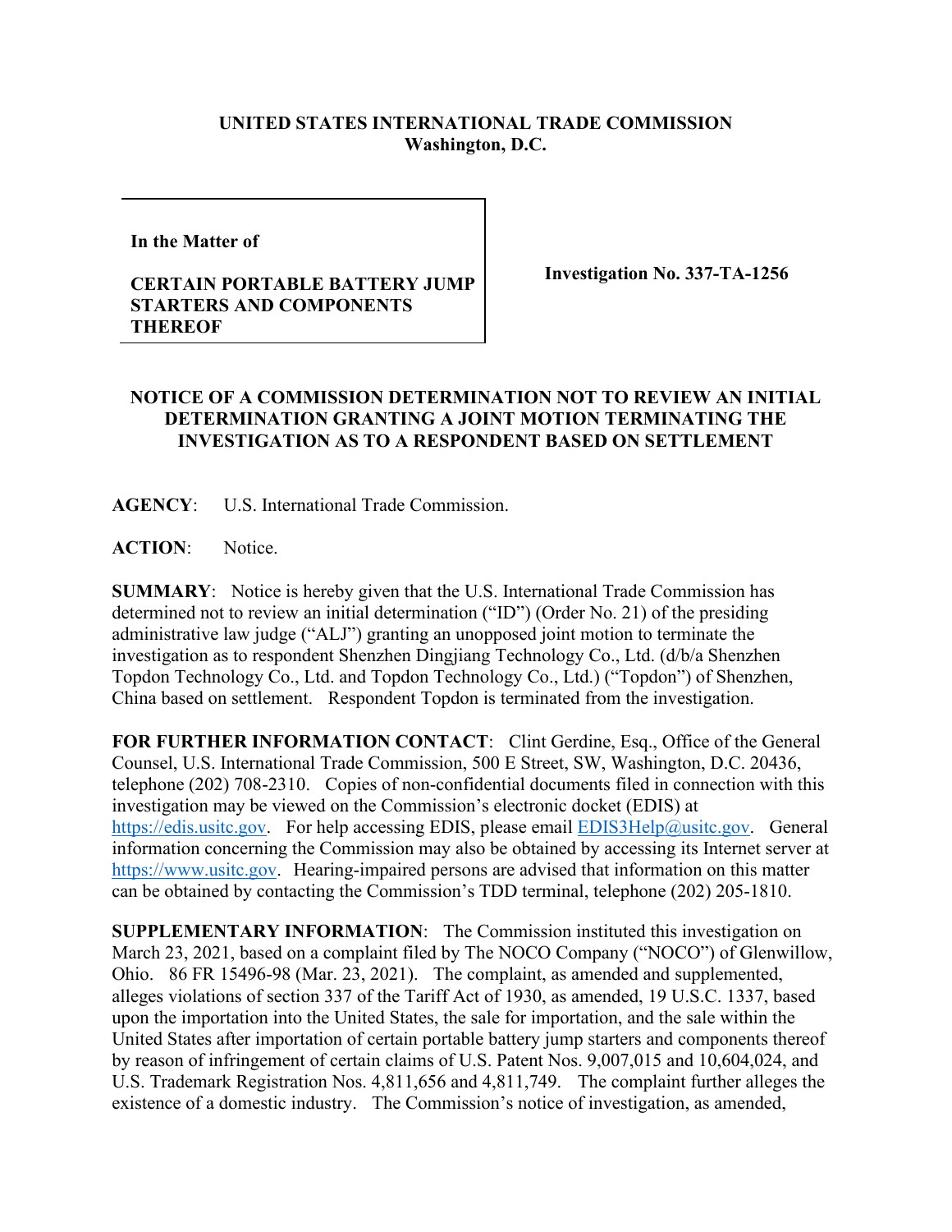**UNITED STATES INTERNATIONAL TRADE COMMISSION**
**Washington, D.C.**

| | |
|---|---|
| **In the Matter of**<br><br>**CERTAIN PORTABLE BATTERY JUMP STARTERS AND COMPONENTS THEREOF** | **Investigation No. 337-TA-1256** |

**NOTICE OF A COMMISSION DETERMINATION NOT TO REVIEW AN INITIAL DETERMINATION GRANTING A JOINT MOTION TERMINATING THE INVESTIGATION AS TO A RESPONDENT BASED ON SETTLEMENT**

**AGENCY**: U.S. International Trade Commission.

**ACTION**: Notice.

**SUMMARY**: Notice is hereby given that the U.S. International Trade Commission has determined not to review an initial determination ("ID") (Order No. 21) of the presiding administrative law judge ("ALJ") granting an unopposed joint motion to terminate the investigation as to respondent Shenzhen Dingjiang Technology Co., Ltd. (d/b/a Shenzhen Topdon Technology Co., Ltd. and Topdon Technology Co., Ltd.) ("Topdon") of Shenzhen, China based on settlement. Respondent Topdon is terminated from the investigation.

**FOR FURTHER INFORMATION CONTACT**: Clint Gerdine, Esq., Office of the General Counsel, U.S. International Trade Commission, 500 E Street, SW, Washington, D.C. 20436, telephone (202) 708-2310. Copies of non-confidential documents filed in connection with this investigation may be viewed on the Commission's electronic docket (EDIS) at https://edis.usitc.gov. For help accessing EDIS, please email EDIS3Help@usitc.gov. General information concerning the Commission may also be obtained by accessing its Internet server at https://www.usitc.gov. Hearing-impaired persons are advised that information on this matter can be obtained by contacting the Commission's TDD terminal, telephone (202) 205-1810.

**SUPPLEMENTARY INFORMATION**: The Commission instituted this investigation on March 23, 2021, based on a complaint filed by The NOCO Company ("NOCO") of Glenwillow, Ohio. 86 FR 15496-98 (Mar. 23, 2021). The complaint, as amended and supplemented, alleges violations of section 337 of the Tariff Act of 1930, as amended, 19 U.S.C. 1337, based upon the importation into the United States, the sale for importation, and the sale within the United States after importation of certain portable battery jump starters and components thereof by reason of infringement of certain claims of U.S. Patent Nos. 9,007,015 and 10,604,024, and U.S. Trademark Registration Nos. 4,811,656 and 4,811,749. The complaint further alleges the existence of a domestic industry. The Commission's notice of investigation, as amended,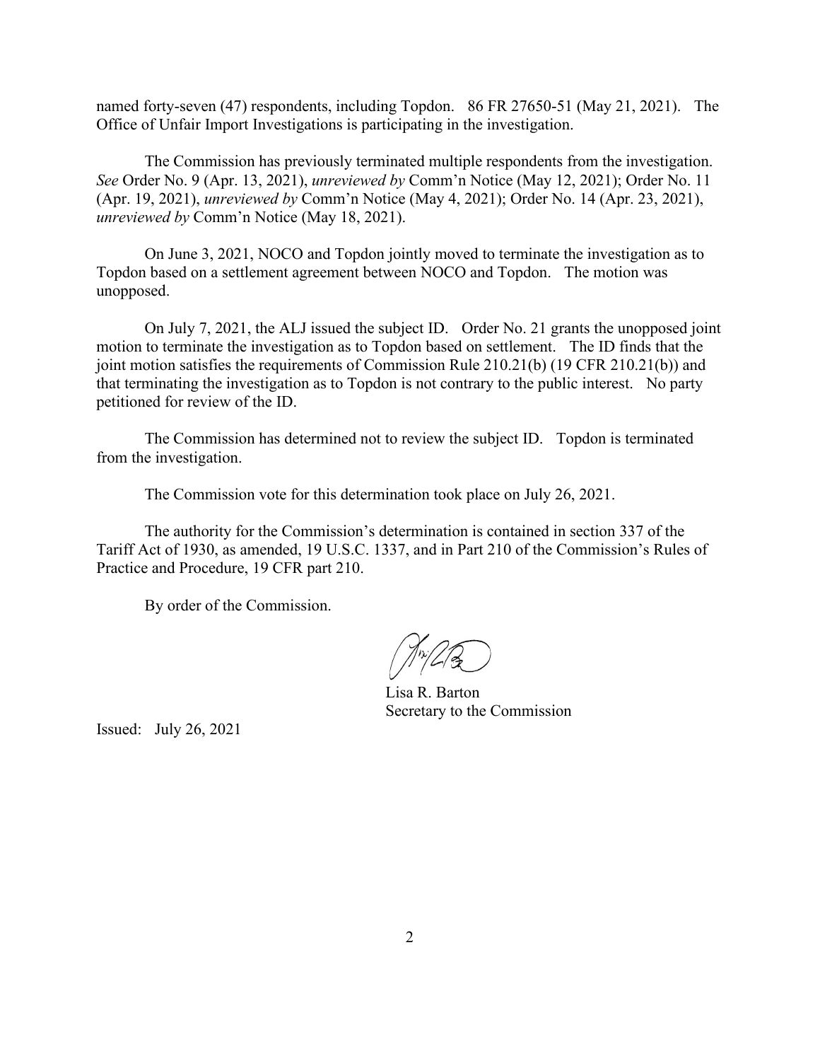named forty-seven (47) respondents, including Topdon. 86 FR 27650-51 (May 21, 2021). The Office of Unfair Import Investigations is participating in the investigation.

The Commission has previously terminated multiple respondents from the investigation. *See* Order No. 9 (Apr. 13, 2021), *unreviewed by* Comm'n Notice (May 12, 2021); Order No. 11 (Apr. 19, 2021), *unreviewed by* Comm'n Notice (May 4, 2021); Order No. 14 (Apr. 23, 2021), *unreviewed by* Comm'n Notice (May 18, 2021).

On June 3, 2021, NOCO and Topdon jointly moved to terminate the investigation as to Topdon based on a settlement agreement between NOCO and Topdon. The motion was unopposed.

On July 7, 2021, the ALJ issued the subject ID. Order No. 21 grants the unopposed joint motion to terminate the investigation as to Topdon based on settlement. The ID finds that the joint motion satisfies the requirements of Commission Rule 210.21(b) (19 CFR 210.21(b)) and that terminating the investigation as to Topdon is not contrary to the public interest. No party petitioned for review of the ID.

The Commission has determined not to review the subject ID. Topdon is terminated from the investigation.

The Commission vote for this determination took place on July 26, 2021.

The authority for the Commission's determination is contained in section 337 of the Tariff Act of 1930, as amended, 19 U.S.C. 1337, and in Part 210 of the Commission's Rules of Practice and Procedure, 19 CFR part 210.

By order of the Commission.

Lisa R. Barton
Secretary to the Commission

Issued: July 26, 2021